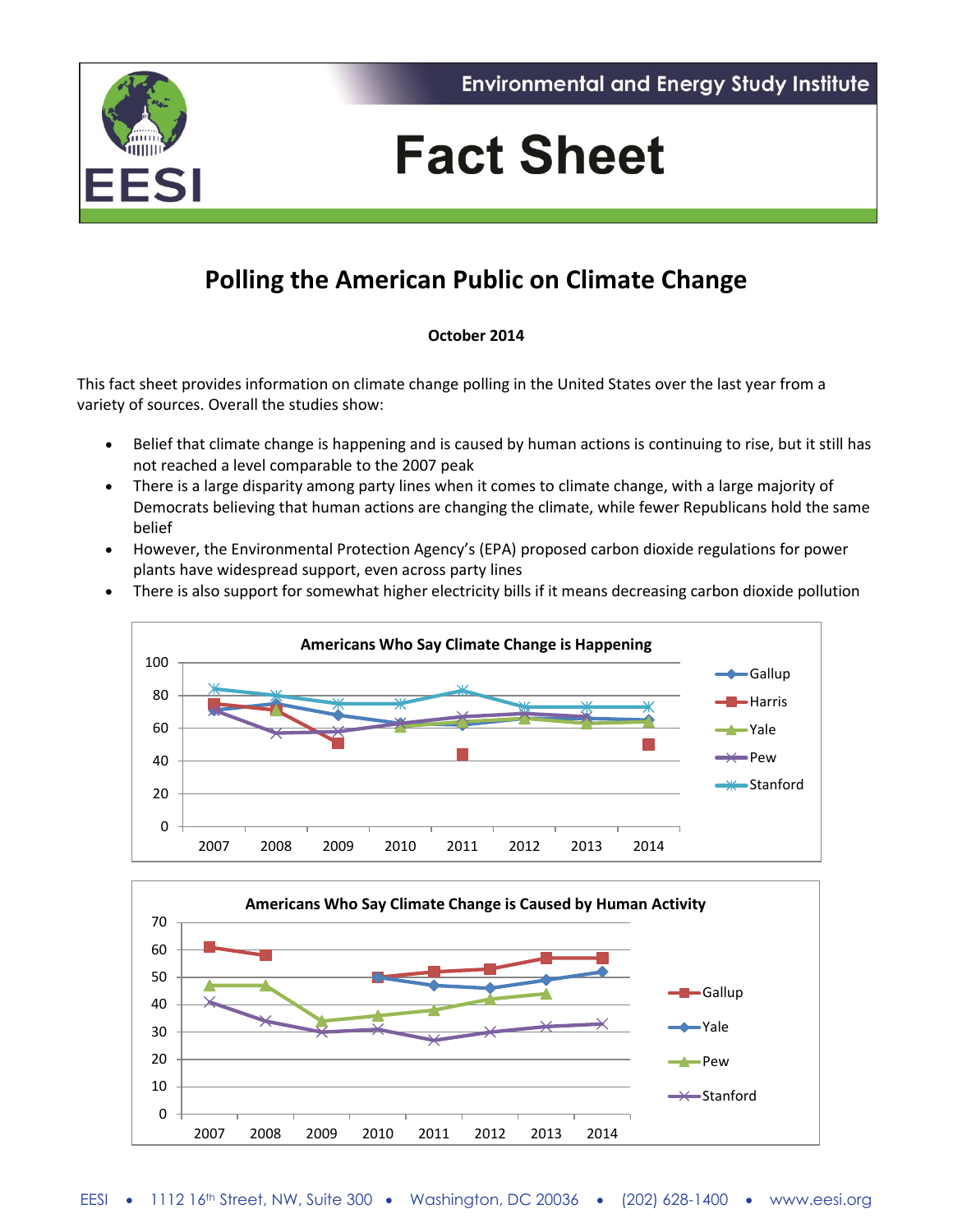Environmental and Energy Study Institute

# Fact Sheet

## Polling the American Public on Climate Change

**October 2014**

This fact sheet provides information on climate change polling in the United States over the last year from a variety of sources. Overall the studies show:

- Belief that climate change is happening and is caused by human actions is continuing to rise, but it still has not reached a level comparable to the 2007 peak
- There is a large disparity among party lines when it comes to climate change, with a large majority of Democrats believing that human actions are changing the climate, while fewer Republicans hold the same belief
- However, the Environmental Protection Agency's (EPA) proposed carbon dioxide regulations for power plants have widespread support, even across party lines
- There is also support for somewhat higher electricity bills if it means decreasing carbon dioxide pollution

**Americans Who Say Climate Change is Happening**

**Americans Who Say Climate Change is Caused by Human Activity**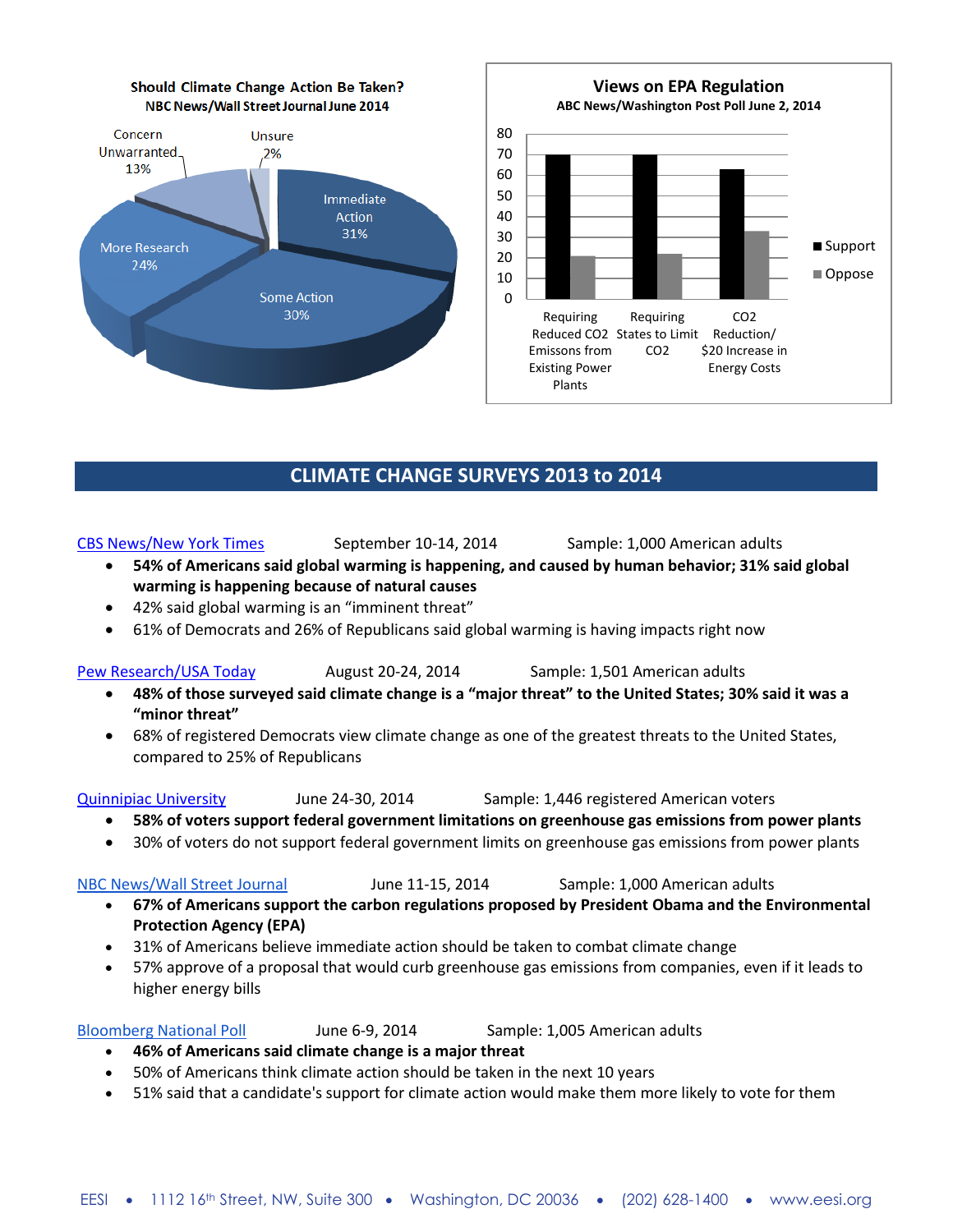**Should Climate Change Action Be Taken?**
**NBC News/Wall Street Journal June 2014**

Immediate Action 31%
Some Action 30%
More Research 24%
Concern Unwarranted 13%
Unsure 2%

**Views on EPA Regulation**
**ABC News/Washington Post Poll June 2, 2014**

| | Support | Oppose |
|---|---|---|
| Requiring Reduced $CO_2$ Emissions from Existing Power Plants | 70 | 21 |
| Requiring States to Limit $CO_2$ | 70 | 22 |
| $CO_2$ Reduction/ $20 Increase in Energy Costs | 63 | 33 |

## CLIMATE CHANGE SURVEYS 2013 to 2014

CBS News/New York Times  September 10-14, 2014  Sample: 1,000 American adults

- **54% of Americans said global warming is happening, and caused by human behavior; 31% said global warming is happening because of natural causes**
- 42% said global warming is an "imminent threat"
- 61% of Democrats and 26% of Republicans said global warming is having impacts right now

Pew Research/USA Today  August 20-24, 2014  Sample: 1,501 American adults

- **48% of those surveyed said climate change is a "major threat" to the United States; 30% said it was a "minor threat"**
- 68% of registered Democrats view climate change as one of the greatest threats to the United States, compared to 25% of Republicans

Quinnipiac University  June 24-30, 2014  Sample: 1,446 registered American voters

- **58% of voters support federal government limitations on greenhouse gas emissions from power plants**
- 30% of voters do not support federal government limits on greenhouse gas emissions from power plants

NBC News/Wall Street Journal  June 11-15, 2014  Sample: 1,000 American adults

- **67% of Americans support the carbon regulations proposed by President Obama and the Environmental Protection Agency (EPA)**
- 31% of Americans believe immediate action should be taken to combat climate change
- 57% approve of a proposal that would curb greenhouse gas emissions from companies, even if it leads to higher energy bills

Bloomberg National Poll  June 6-9, 2014  Sample: 1,005 American adults

- **46% of Americans said climate change is a major threat**
- 50% of Americans think climate action should be taken in the next 10 years
- 51% said that a candidate's support for climate action would make them more likely to vote for them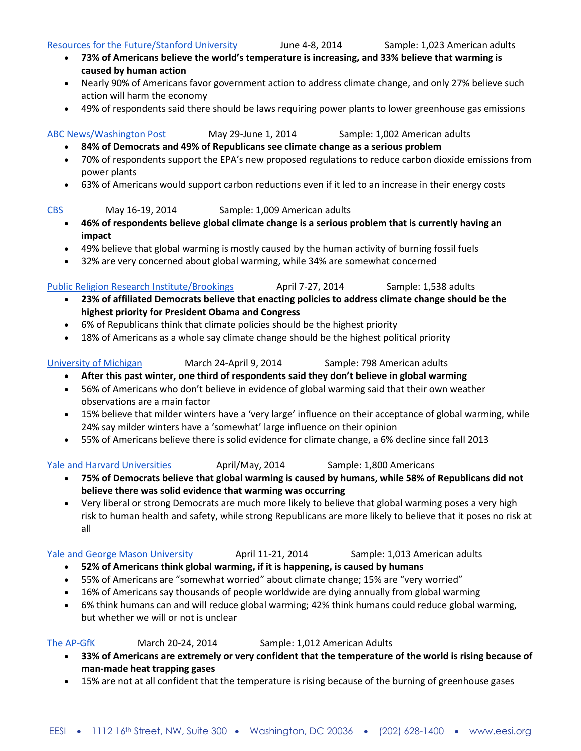Resources for the Future/Stanford University June 4-8, 2014 Sample: 1,023 American adults

- **73% of Americans believe the world's temperature is increasing, and 33% believe that warming is caused by human action**
- Nearly 90% of Americans favor government action to address climate change, and only 27% believe such action will harm the economy
- 49% of respondents said there should be laws requiring power plants to lower greenhouse gas emissions

ABC News/Washington Post May 29-June 1, 2014 Sample: 1,002 American adults

- **84% of Democrats and 49% of Republicans see climate change as a serious problem**
- 70% of respondents support the EPA's new proposed regulations to reduce carbon dioxide emissions from power plants
- 63% of Americans would support carbon reductions even if it led to an increase in their energy costs

CBS May 16-19, 2014 Sample: 1,009 American adults

- **46% of respondents believe global climate change is a serious problem that is currently having an impact**
- 49% believe that global warming is mostly caused by the human activity of burning fossil fuels
- 32% are very concerned about global warming, while 34% are somewhat concerned

Public Religion Research Institute/Brookings April 7-27, 2014 Sample: 1,538 adults

- **23% of affiliated Democrats believe that enacting policies to address climate change should be the highest priority for President Obama and Congress**
- 6% of Republicans think that climate policies should be the highest priority
- 18% of Americans as a whole say climate change should be the highest political priority

University of Michigan March 24-April 9, 2014 Sample: 798 American adults

- **After this past winter, one third of respondents said they don't believe in global warming**
- 56% of Americans who don't believe in evidence of global warming said that their own weather observations are a main factor
- 15% believe that milder winters have a 'very large' influence on their acceptance of global warming, while 24% say milder winters have a 'somewhat' large influence on their opinion
- 55% of Americans believe there is solid evidence for climate change, a 6% decline since fall 2013

Yale and Harvard Universities April/May, 2014 Sample: 1,800 Americans

- **75% of Democrats believe that global warming is caused by humans, while 58% of Republicans did not believe there was solid evidence that warming was occurring**
- Very liberal or strong Democrats are much more likely to believe that global warming poses a very high risk to human health and safety, while strong Republicans are more likely to believe that it poses no risk at all

Yale and George Mason University April 11-21, 2014 Sample: 1,013 American adults

- **52% of Americans think global warming, if it is happening, is caused by humans**
- 55% of Americans are "somewhat worried" about climate change; 15% are "very worried"
- 16% of Americans say thousands of people worldwide are dying annually from global warming
- 6% think humans can and will reduce global warming; 42% think humans could reduce global warming, but whether we will or not is unclear

The AP-GfK March 20-24, 2014 Sample: 1,012 American Adults

- **33% of Americans are extremely or very confident that the temperature of the world is rising because of man-made heat trapping gases**
- 15% are not at all confident that the temperature is rising because of the burning of greenhouse gases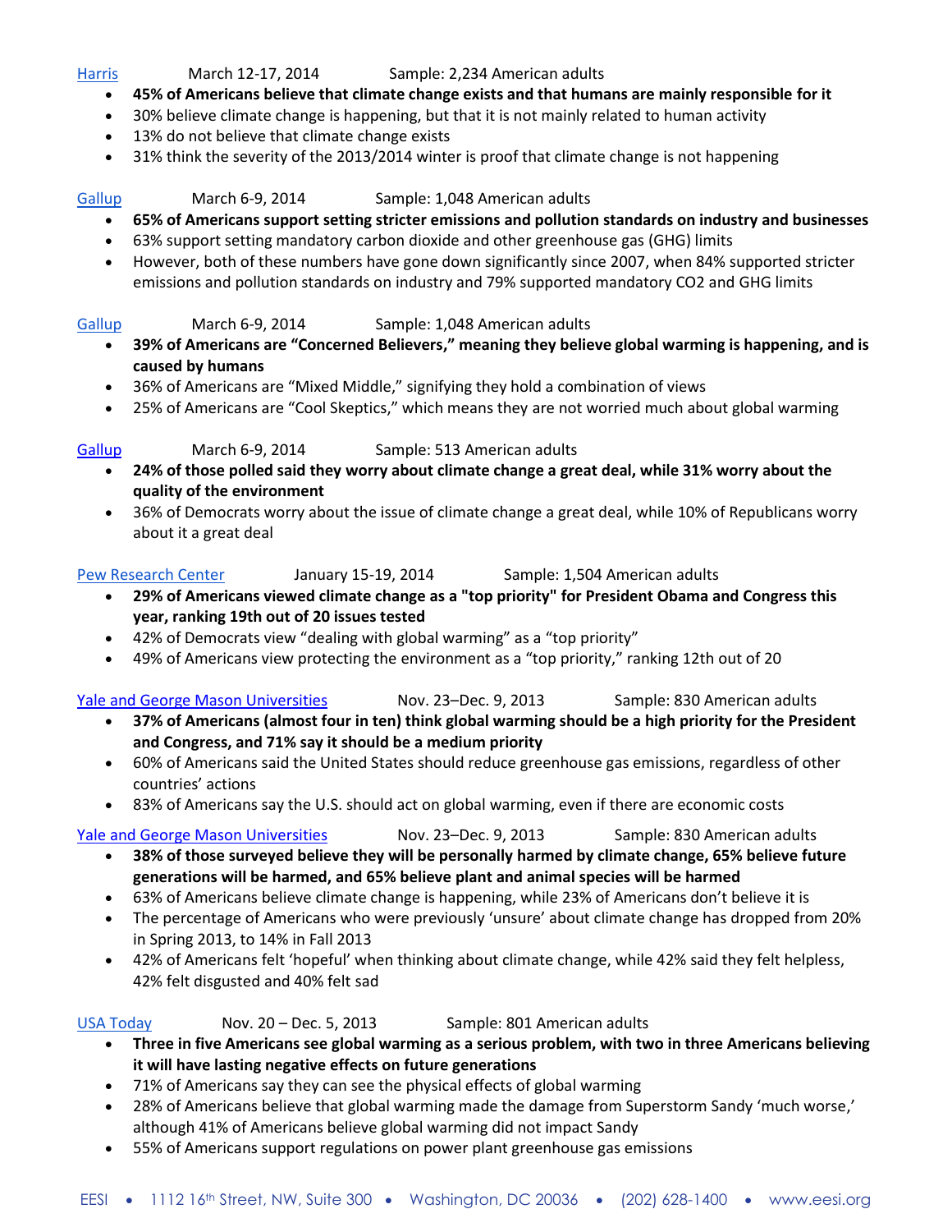Harris March 12-17, 2014 Sample: 2,234 American adults

- **45% of Americans believe that climate change exists and that humans are mainly responsible for it**
- 30% believe climate change is happening, but that it is not mainly related to human activity
- 13% do not believe that climate change exists
- 31% think the severity of the 2013/2014 winter is proof that climate change is not happening

Gallup March 6-9, 2014 Sample: 1,048 American adults

- **65% of Americans support setting stricter emissions and pollution standards on industry and businesses**
- 63% support setting mandatory carbon dioxide and other greenhouse gas (GHG) limits
- However, both of these numbers have gone down significantly since 2007, when 84% supported stricter emissions and pollution standards on industry and 79% supported mandatory CO2 and GHG limits

Gallup March 6-9, 2014 Sample: 1,048 American adults

- **39% of Americans are "Concerned Believers," meaning they believe global warming is happening, and is caused by humans**
- 36% of Americans are "Mixed Middle," signifying they hold a combination of views
- 25% of Americans are "Cool Skeptics," which means they are not worried much about global warming

Gallup March 6-9, 2014 Sample: 513 American adults

- **24% of those polled said they worry about climate change a great deal, while 31% worry about the quality of the environment**
- 36% of Democrats worry about the issue of climate change a great deal, while 10% of Republicans worry about it a great deal

Pew Research Center January 15-19, 2014 Sample: 1,504 American adults

- **29% of Americans viewed climate change as a "top priority" for President Obama and Congress this year, ranking 19th out of 20 issues tested**
- 42% of Democrats view "dealing with global warming" as a "top priority"
- 49% of Americans view protecting the environment as a "top priority," ranking 12th out of 20

Yale and George Mason Universities Nov. 23–Dec. 9, 2013 Sample: 830 American adults

- **37% of Americans (almost four in ten) think global warming should be a high priority for the President and Congress, and 71% say it should be a medium priority**
- 60% of Americans said the United States should reduce greenhouse gas emissions, regardless of other countries' actions
- 83% of Americans say the U.S. should act on global warming, even if there are economic costs

Yale and George Mason Universities Nov. 23–Dec. 9, 2013 Sample: 830 American adults

- **38% of those surveyed believe they will be personally harmed by climate change, 65% believe future generations will be harmed, and 65% believe plant and animal species will be harmed**
- 63% of Americans believe climate change is happening, while 23% of Americans don't believe it is
- The percentage of Americans who were previously 'unsure' about climate change has dropped from 20% in Spring 2013, to 14% in Fall 2013
- 42% of Americans felt 'hopeful' when thinking about climate change, while 42% said they felt helpless, 42% felt disgusted and 40% felt sad

USA Today Nov. 20 – Dec. 5, 2013 Sample: 801 American adults

- **Three in five Americans see global warming as a serious problem, with two in three Americans believing it will have lasting negative effects on future generations**
- 71% of Americans say they can see the physical effects of global warming
- 28% of Americans believe that global warming made the damage from Superstorm Sandy 'much worse,' although 41% of Americans believe global warming did not impact Sandy
- 55% of Americans support regulations on power plant greenhouse gas emissions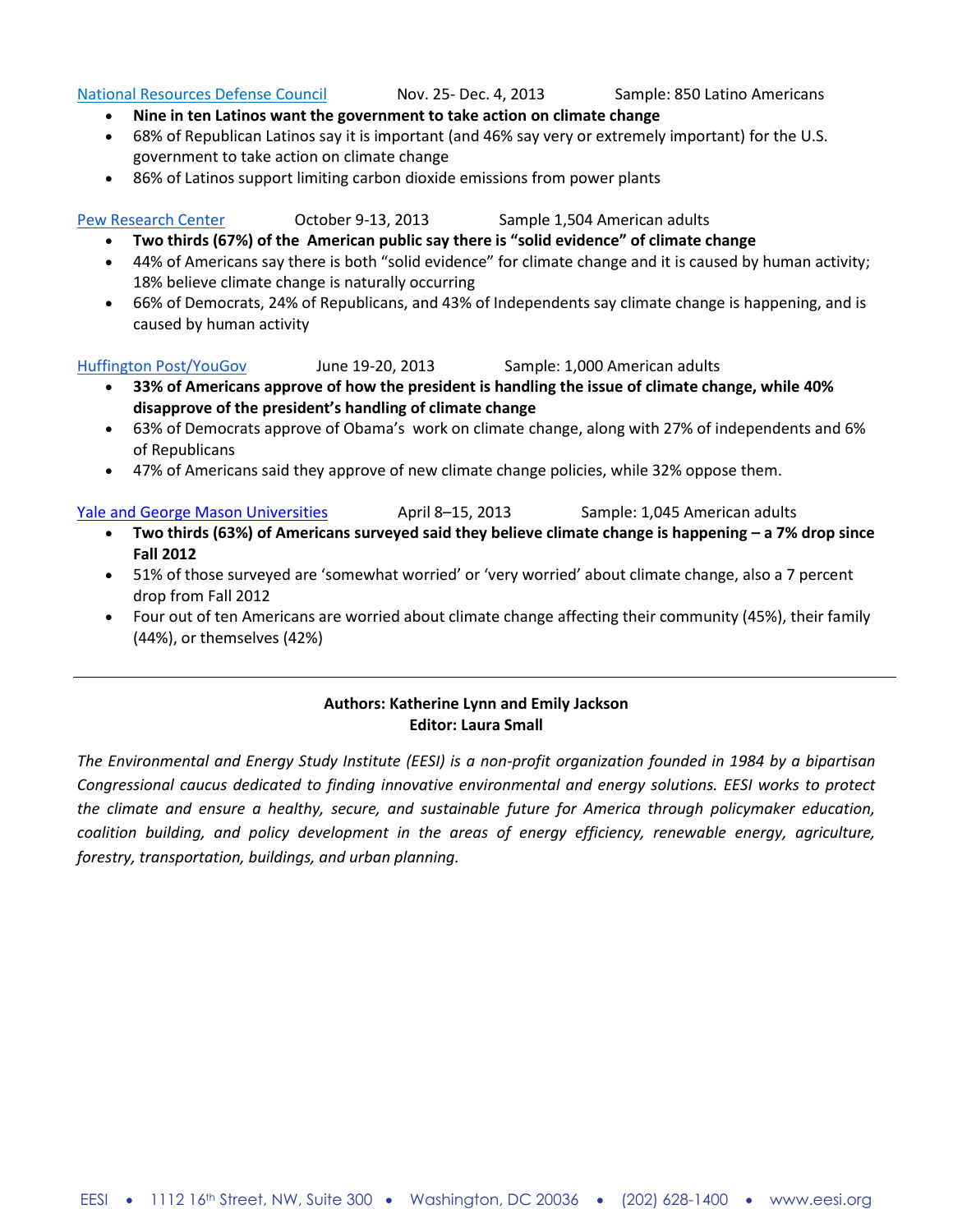National Resources Defense Council    Nov. 25- Dec. 4, 2013    Sample: 850 Latino Americans

- **Nine in ten Latinos want the government to take action on climate change**
- 68% of Republican Latinos say it is important (and 46% say very or extremely important) for the U.S. government to take action on climate change
- 86% of Latinos support limiting carbon dioxide emissions from power plants

Pew Research Center    October 9-13, 2013    Sample 1,504 American adults

- **Two thirds (67%) of the American public say there is "solid evidence" of climate change**
- 44% of Americans say there is both "solid evidence" for climate change and it is caused by human activity; 18% believe climate change is naturally occurring
- 66% of Democrats, 24% of Republicans, and 43% of Independents say climate change is happening, and is caused by human activity

Huffington Post/YouGov    June 19-20, 2013    Sample: 1,000 American adults

- **33% of Americans approve of how the president is handling the issue of climate change, while 40% disapprove of the president's handling of climate change**
- 63% of Democrats approve of Obama's work on climate change, along with 27% of independents and 6% of Republicans
- 47% of Americans said they approve of new climate change policies, while 32% oppose them.

Yale and George Mason Universities    April 8–15, 2013    Sample: 1,045 American adults

- **Two thirds (63%) of Americans surveyed said they believe climate change is happening – a 7% drop since Fall 2012**
- 51% of those surveyed are 'somewhat worried' or 'very worried' about climate change, also a 7 percent drop from Fall 2012
- Four out of ten Americans are worried about climate change affecting their community (45%), their family (44%), or themselves (42%)

---

**Authors: Katherine Lynn and Emily Jackson**
**Editor: Laura Small**

*The Environmental and Energy Study Institute (EESI) is a non-profit organization founded in 1984 by a bipartisan Congressional caucus dedicated to finding innovative environmental and energy solutions. EESI works to protect the climate and ensure a healthy, secure, and sustainable future for America through policymaker education, coalition building, and policy development in the areas of energy efficiency, renewable energy, agriculture, forestry, transportation, buildings, and urban planning.*

EESI • 1112 16th Street, NW, Suite 300 • Washington, DC 20036 • (202) 628-1400 • www.eesi.org